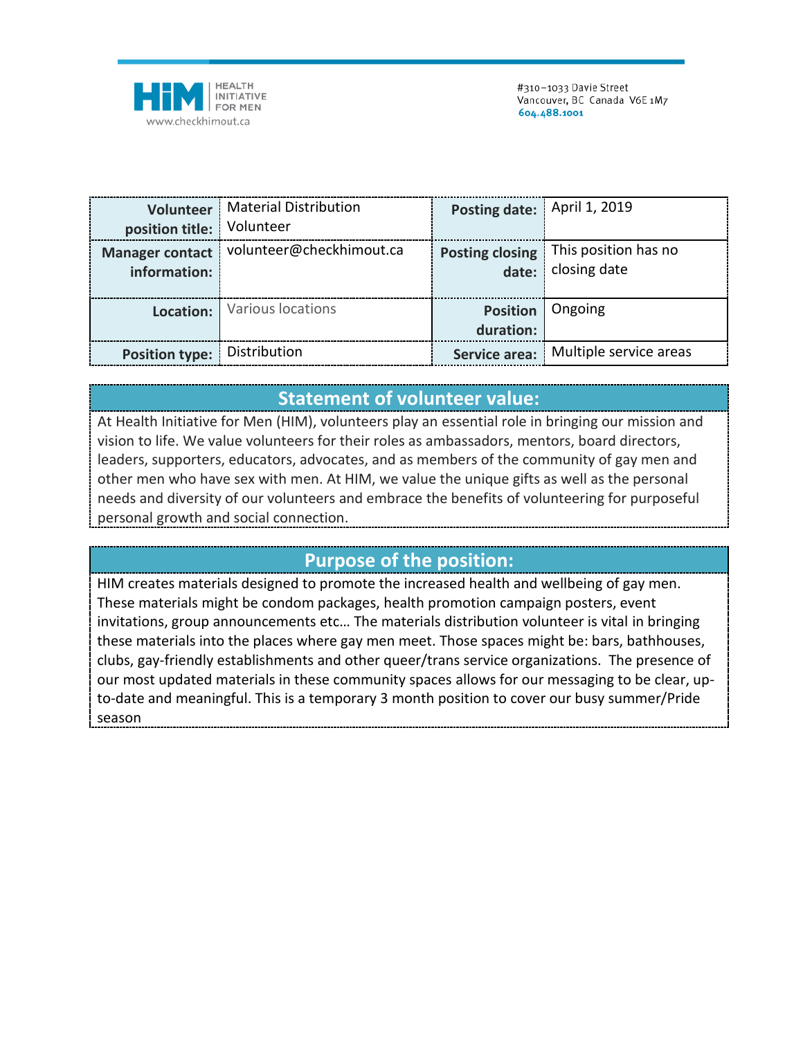HiM HEALTH INITIATIVE FOR MEN
www.checkhimout.ca

#310–1033 Davie Street
Vancouver, BC Canada V6E 1M7
**604.488.1001**

| **Volunteer position title:** | Material Distribution Volunteer | **Posting date:** | April 1, 2019 |
|---|---|---|---|
| **Manager contact information:** | volunteer@checkhimout.ca | **Posting closing date:** | This position has no closing date |
| **Location:** | Various locations | **Position duration:** | Ongoing |
| **Position type:** | Distribution | **Service area:** | Multiple service areas |

## Statement of volunteer value:

At Health Initiative for Men (HIM), volunteers play an essential role in bringing our mission and vision to life. We value volunteers for their roles as ambassadors, mentors, board directors, leaders, supporters, educators, advocates, and as members of the community of gay men and other men who have sex with men. At HIM, we value the unique gifts as well as the personal needs and diversity of our volunteers and embrace the benefits of volunteering for purposeful personal growth and social connection.

## Purpose of the position:

HIM creates materials designed to promote the increased health and wellbeing of gay men. These materials might be condom packages, health promotion campaign posters, event invitations, group announcements etc… The materials distribution volunteer is vital in bringing these materials into the places where gay men meet. Those spaces might be: bars, bathhouses, clubs, gay-friendly establishments and other queer/trans service organizations. The presence of our most updated materials in these community spaces allows for our messaging to be clear, up-to-date and meaningful. This is a temporary 3 month position to cover our busy summer/Pride season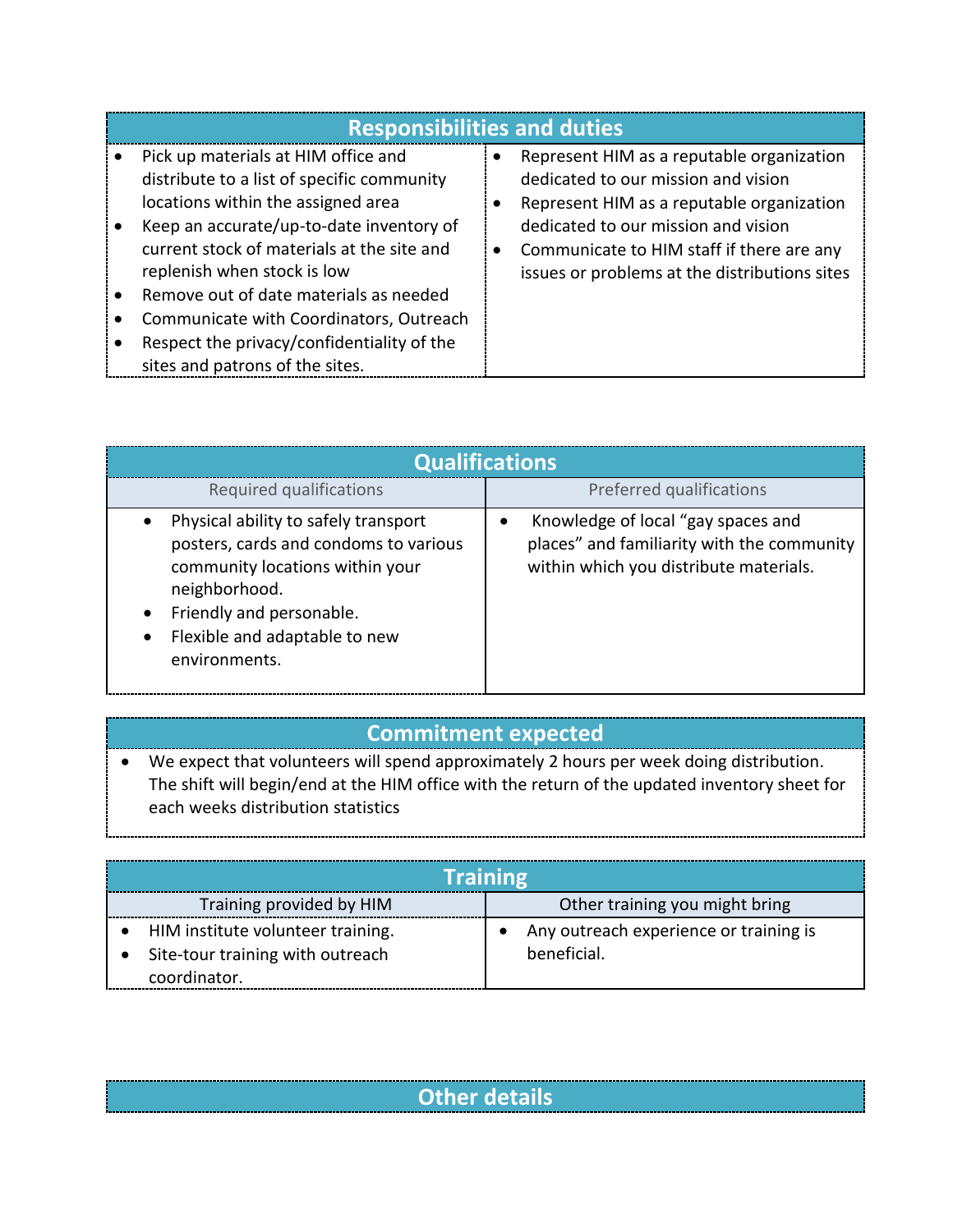## Responsibilities and duties

- Pick up materials at HIM office and distribute to a list of specific community locations within the assigned area
- Keep an accurate/up-to-date inventory of current stock of materials at the site and replenish when stock is low
- Remove out of date materials as needed
- Communicate with Coordinators, Outreach
- Respect the privacy/confidentiality of the sites and patrons of the sites.
- Represent HIM as a reputable organization dedicated to our mission and vision
- Represent HIM as a reputable organization dedicated to our mission and vision
- Communicate to HIM staff if there are any issues or problems at the distributions sites

## Qualifications

| Required qualifications | Preferred qualifications |
| --- | --- |
| • Physical ability to safely transport posters, cards and condoms to various community locations within your neighborhood.<br>• Friendly and personable.<br>• Flexible and adaptable to new environments. | • Knowledge of local "gay spaces and places" and familiarity with the community within which you distribute materials. |

## Commitment expected

- We expect that volunteers will spend approximately 2 hours per week doing distribution. The shift will begin/end at the HIM office with the return of the updated inventory sheet for each weeks distribution statistics

## Training

| Training provided by HIM | Other training you might bring |
| --- | --- |
| • HIM institute volunteer training.<br>• Site-tour training with outreach coordinator. | • Any outreach experience or training is beneficial. |

## Other details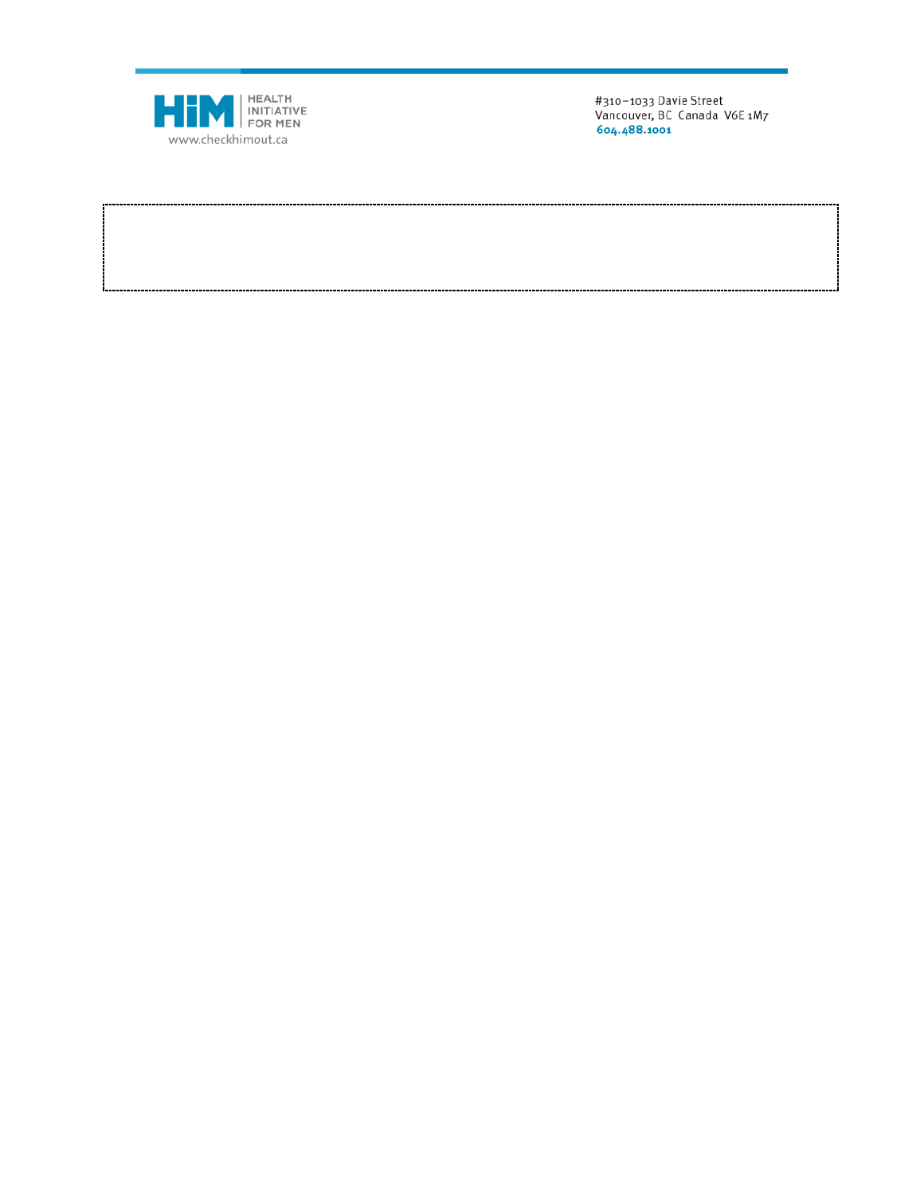HEALTH INITIATIVE FOR MEN

www.checkhimout.ca

#310–1033 Davie Street
Vancouver, BC Canada V6E 1M7
604.488.1001